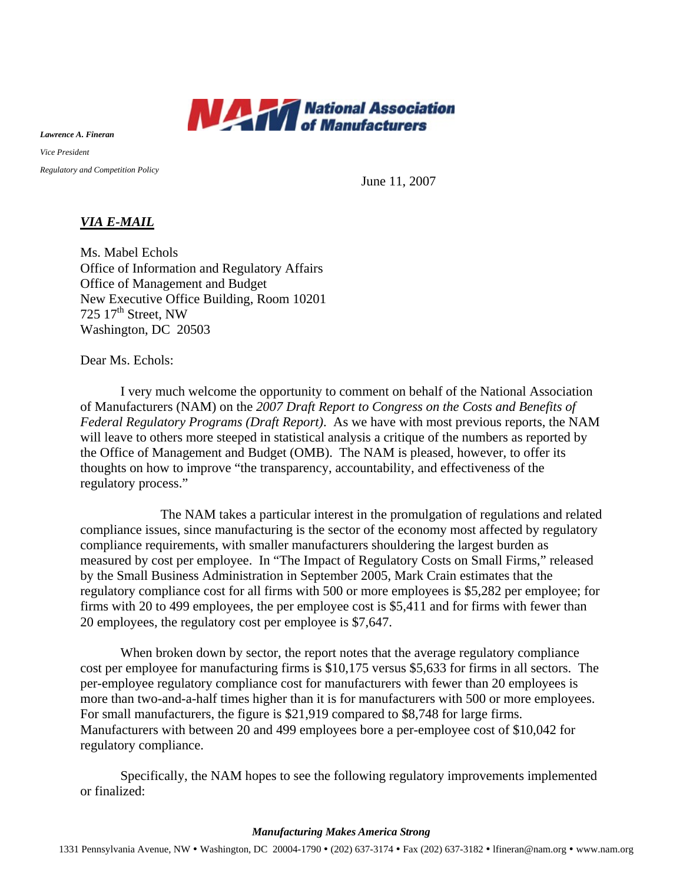**National Association of Manufacturers**

***Lawrence A. Fineran***

*Vice President*

*Regulatory and Competition Policy*

June 11, 2007

***VIA E-MAIL***

Ms. Mabel Echols
Office of Information and Regulatory Affairs
Office of Management and Budget
New Executive Office Building, Room 10201
725 17th Street, NW
Washington, DC 20503

Dear Ms. Echols:

I very much welcome the opportunity to comment on behalf of the National Association of Manufacturers (NAM) on the *2007 Draft Report to Congress on the Costs and Benefits of Federal Regulatory Programs (Draft Report)*. As we have with most previous reports, the NAM will leave to others more steeped in statistical analysis a critique of the numbers as reported by the Office of Management and Budget (OMB). The NAM is pleased, however, to offer its thoughts on how to improve "the transparency, accountability, and effectiveness of the regulatory process."

The NAM takes a particular interest in the promulgation of regulations and related compliance issues, since manufacturing is the sector of the economy most affected by regulatory compliance requirements, with smaller manufacturers shouldering the largest burden as measured by cost per employee. In "The Impact of Regulatory Costs on Small Firms," released by the Small Business Administration in September 2005, Mark Crain estimates that the regulatory compliance cost for all firms with 500 or more employees is $5,282 per employee; for firms with 20 to 499 employees, the per employee cost is $5,411 and for firms with fewer than 20 employees, the regulatory cost per employee is $7,647.

When broken down by sector, the report notes that the average regulatory compliance cost per employee for manufacturing firms is $10,175 versus $5,633 for firms in all sectors. The per-employee regulatory compliance cost for manufacturers with fewer than 20 employees is more than two-and-a-half times higher than it is for manufacturers with 500 or more employees. For small manufacturers, the figure is $21,919 compared to $8,748 for large firms. Manufacturers with between 20 and 499 employees bore a per-employee cost of $10,042 for regulatory compliance.

Specifically, the NAM hopes to see the following regulatory improvements implemented or finalized:

***Manufacturing Makes America Strong***

1331 Pennsylvania Avenue, NW • Washington, DC 20004-1790 • (202) 637-3174 • Fax (202) 637-3182 • lfineran@nam.org • www.nam.org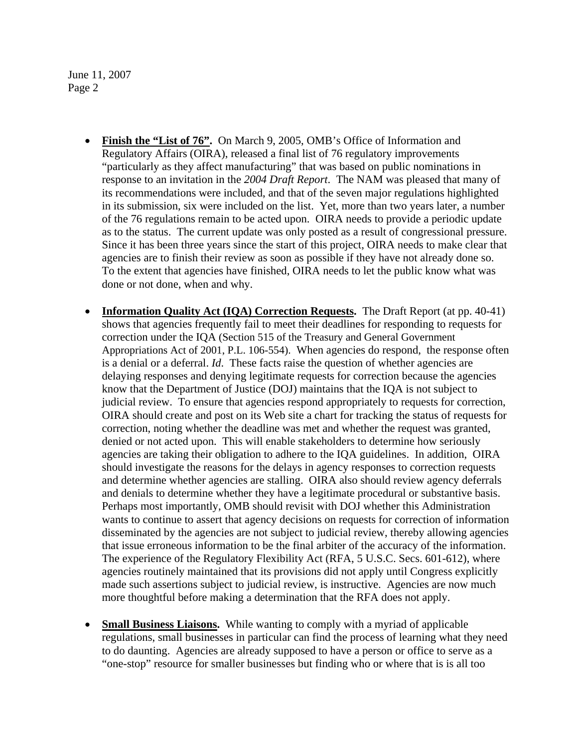- **Finish the "List of 76".** On March 9, 2005, OMB's Office of Information and Regulatory Affairs (OIRA), released a final list of 76 regulatory improvements "particularly as they affect manufacturing" that was based on public nominations in response to an invitation in the *2004 Draft Report*. The NAM was pleased that many of its recommendations were included, and that of the seven major regulations highlighted in its submission, six were included on the list. Yet, more than two years later, a number of the 76 regulations remain to be acted upon. OIRA needs to provide a periodic update as to the status. The current update was only posted as a result of congressional pressure. Since it has been three years since the start of this project, OIRA needs to make clear that agencies are to finish their review as soon as possible if they have not already done so. To the extent that agencies have finished, OIRA needs to let the public know what was done or not done, when and why.

- **Information Quality Act (IQA) Correction Requests.** The Draft Report (at pp. 40-41) shows that agencies frequently fail to meet their deadlines for responding to requests for correction under the IQA (Section 515 of the Treasury and General Government Appropriations Act of 2001, P.L. 106-554). When agencies do respond, the response often is a denial or a deferral. *Id*. These facts raise the question of whether agencies are delaying responses and denying legitimate requests for correction because the agencies know that the Department of Justice (DOJ) maintains that the IQA is not subject to judicial review. To ensure that agencies respond appropriately to requests for correction, OIRA should create and post on its Web site a chart for tracking the status of requests for correction, noting whether the deadline was met and whether the request was granted, denied or not acted upon. This will enable stakeholders to determine how seriously agencies are taking their obligation to adhere to the IQA guidelines. In addition, OIRA should investigate the reasons for the delays in agency responses to correction requests and determine whether agencies are stalling. OIRA also should review agency deferrals and denials to determine whether they have a legitimate procedural or substantive basis. Perhaps most importantly, OMB should revisit with DOJ whether this Administration wants to continue to assert that agency decisions on requests for correction of information disseminated by the agencies are not subject to judicial review, thereby allowing agencies that issue erroneous information to be the final arbiter of the accuracy of the information. The experience of the Regulatory Flexibility Act (RFA, 5 U.S.C. Secs. 601-612), where agencies routinely maintained that its provisions did not apply until Congress explicitly made such assertions subject to judicial review, is instructive. Agencies are now much more thoughtful before making a determination that the RFA does not apply.

- **Small Business Liaisons.** While wanting to comply with a myriad of applicable regulations, small businesses in particular can find the process of learning what they need to do daunting. Agencies are already supposed to have a person or office to serve as a "one-stop" resource for smaller businesses but finding who or where that is is all too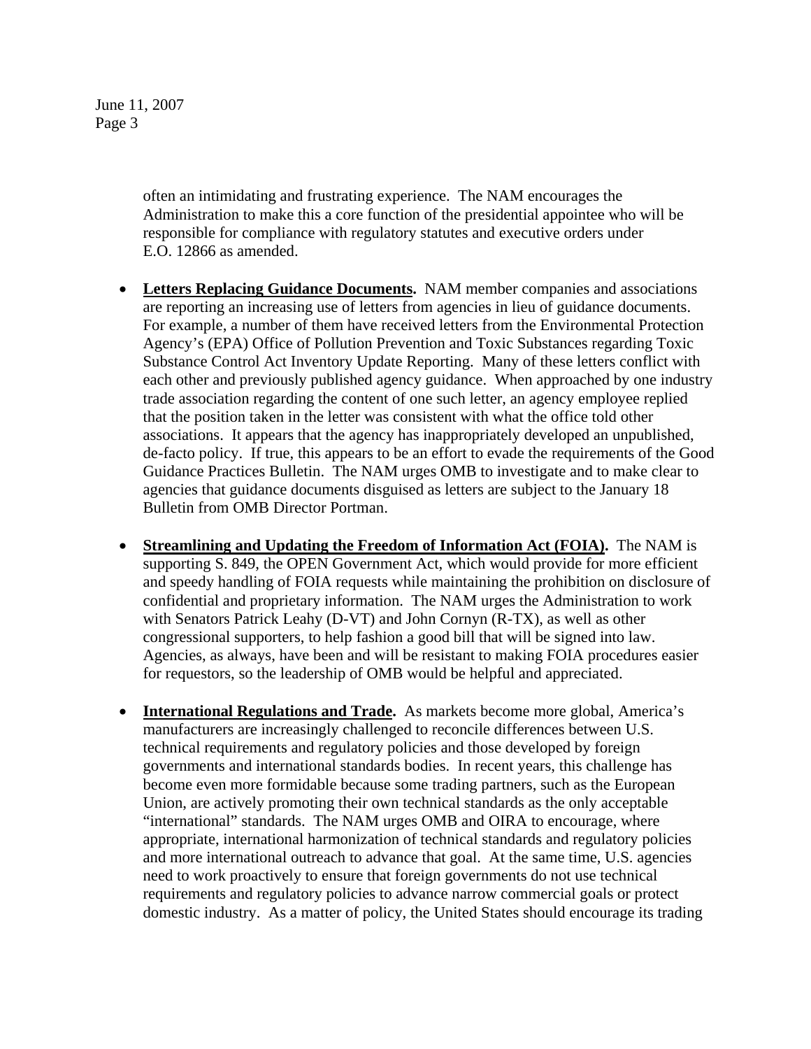often an intimidating and frustrating experience. The NAM encourages the Administration to make this a core function of the presidential appointee who will be responsible for compliance with regulatory statutes and executive orders under E.O. 12866 as amended.

- **Letters Replacing Guidance Documents.** NAM member companies and associations are reporting an increasing use of letters from agencies in lieu of guidance documents. For example, a number of them have received letters from the Environmental Protection Agency's (EPA) Office of Pollution Prevention and Toxic Substances regarding Toxic Substance Control Act Inventory Update Reporting. Many of these letters conflict with each other and previously published agency guidance. When approached by one industry trade association regarding the content of one such letter, an agency employee replied that the position taken in the letter was consistent with what the office told other associations. It appears that the agency has inappropriately developed an unpublished, de-facto policy. If true, this appears to be an effort to evade the requirements of the Good Guidance Practices Bulletin. The NAM urges OMB to investigate and to make clear to agencies that guidance documents disguised as letters are subject to the January 18 Bulletin from OMB Director Portman.

- **Streamlining and Updating the Freedom of Information Act (FOIA).** The NAM is supporting S. 849, the OPEN Government Act, which would provide for more efficient and speedy handling of FOIA requests while maintaining the prohibition on disclosure of confidential and proprietary information. The NAM urges the Administration to work with Senators Patrick Leahy (D-VT) and John Cornyn (R-TX), as well as other congressional supporters, to help fashion a good bill that will be signed into law. Agencies, as always, have been and will be resistant to making FOIA procedures easier for requestors, so the leadership of OMB would be helpful and appreciated.

- **International Regulations and Trade.** As markets become more global, America's manufacturers are increasingly challenged to reconcile differences between U.S. technical requirements and regulatory policies and those developed by foreign governments and international standards bodies. In recent years, this challenge has become even more formidable because some trading partners, such as the European Union, are actively promoting their own technical standards as the only acceptable "international" standards. The NAM urges OMB and OIRA to encourage, where appropriate, international harmonization of technical standards and regulatory policies and more international outreach to advance that goal. At the same time, U.S. agencies need to work proactively to ensure that foreign governments do not use technical requirements and regulatory policies to advance narrow commercial goals or protect domestic industry. As a matter of policy, the United States should encourage its trading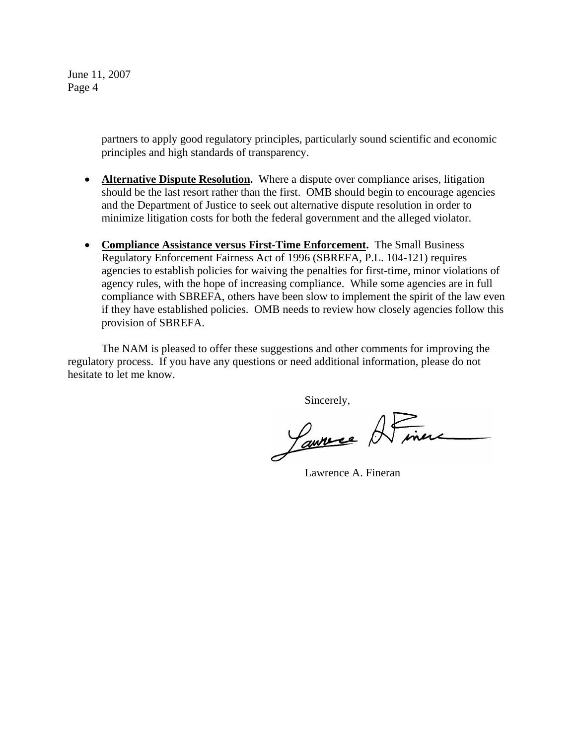partners to apply good regulatory principles, particularly sound scientific and economic principles and high standards of transparency.

- **Alternative Dispute Resolution.** Where a dispute over compliance arises, litigation should be the last resort rather than the first. OMB should begin to encourage agencies and the Department of Justice to seek out alternative dispute resolution in order to minimize litigation costs for both the federal government and the alleged violator.

- **Compliance Assistance versus First-Time Enforcement.** The Small Business Regulatory Enforcement Fairness Act of 1996 (SBREFA, P.L. 104-121) requires agencies to establish policies for waiving the penalties for first-time, minor violations of agency rules, with the hope of increasing compliance. While some agencies are in full compliance with SBREFA, others have been slow to implement the spirit of the law even if they have established policies. OMB needs to review how closely agencies follow this provision of SBREFA.

The NAM is pleased to offer these suggestions and other comments for improving the regulatory process. If you have any questions or need additional information, please do not hesitate to let me know.

Sincerely,

Lawrence A. Fineran